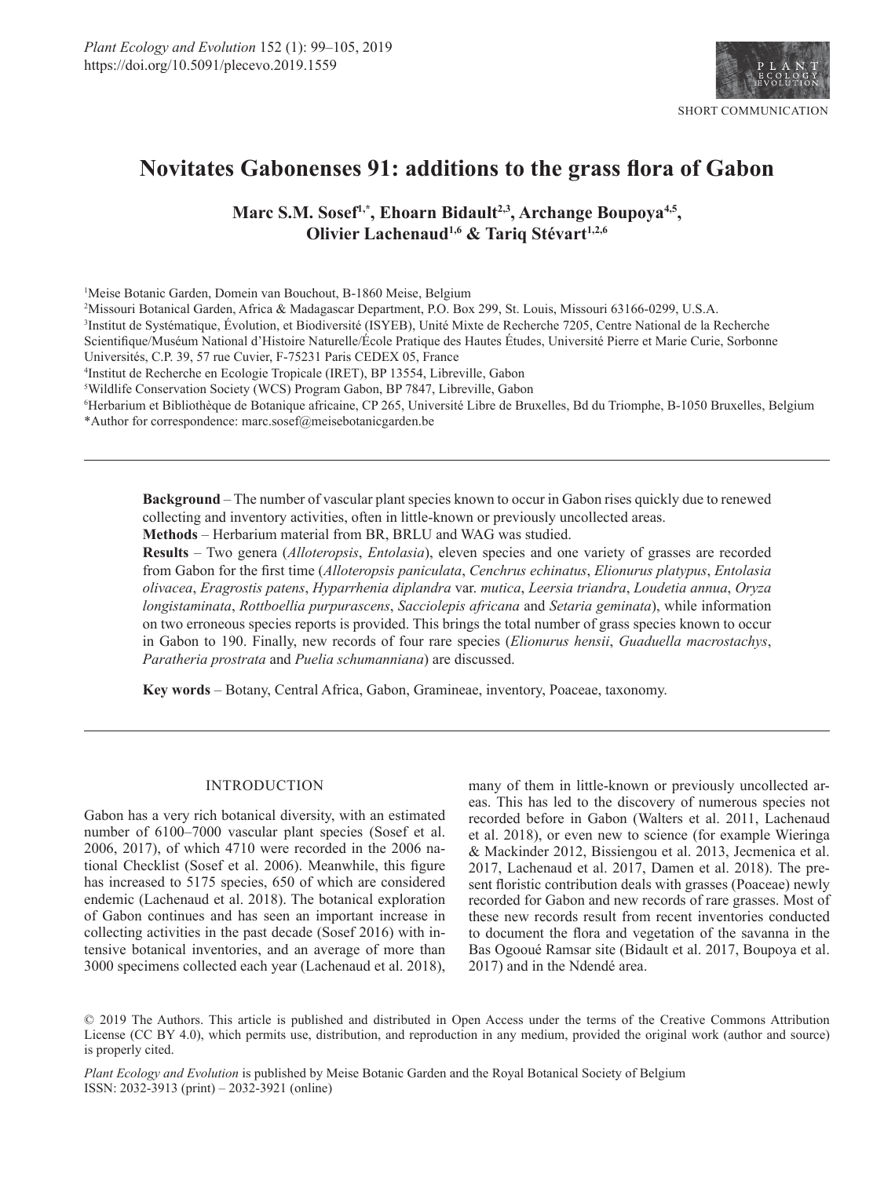SHORT COMMUNICATION

# Novitates Gabonenses 91: additions to the grass flora of Gabon

**Marc S.M. Sosef[1,*], Ehoarn Bidault[2,3], Archange Boupoya[4,5], Olivier Lachenaud[1,6] & Tariq Stévart[1,2,6]**

[1]Meise Botanic Garden, Domein van Bouchout, B-1860 Meise, Belgium
[2]Missouri Botanical Garden, Africa & Madagascar Department, P.O. Box 299, St. Louis, Missouri 63166-0299, U.S.A.
[3]Institut de Systématique, Évolution, et Biodiversité (ISYEB), Unité Mixte de Recherche 7205, Centre National de la Recherche Scientifique/Muséum National d'Histoire Naturelle/École Pratique des Hautes Études, Université Pierre et Marie Curie, Sorbonne Universités, C.P. 39, 57 rue Cuvier, F-75231 Paris CEDEX 05, France
[4]Institut de Recherche en Ecologie Tropicale (IRET), BP 13554, Libreville, Gabon
[5]Wildlife Conservation Society (WCS) Program Gabon, BP 7847, Libreville, Gabon
[6]Herbarium et Bibliothèque de Botanique africaine, CP 265, Université Libre de Bruxelles, Bd du Triomphe, B-1050 Bruxelles, Belgium
*Author for correspondence: marc.sosef@meisebotanicgarden.be

**Background** – The number of vascular plant species known to occur in Gabon rises quickly due to renewed collecting and inventory activities, often in little-known or previously uncollected areas.
**Methods** – Herbarium material from BR, BRLU and WAG was studied.
**Results** – Two genera (*Alloteropsis*, *Entolasia*), eleven species and one variety of grasses are recorded from Gabon for the first time (*Alloteropsis paniculata*, *Cenchrus echinatus*, *Elionurus platypus*, *Entolasia olivacea*, *Eragrostis patens*, *Hyparrhenia diplandra* var. *mutica*, *Leersia triandra*, *Loudetia annua*, *Oryza longistaminata*, *Rottboellia purpurascens*, *Sacciolepis africana* and *Setaria geminata*), while information on two erroneous species reports is provided. This brings the total number of grass species known to occur in Gabon to 190. Finally, new records of four rare species (*Elionurus hensii*, *Guaduella macrostachys*, *Paratheria prostrata* and *Puelia schumanniana*) are discussed.

**Key words** – Botany, Central Africa, Gabon, Gramineae, inventory, Poaceae, taxonomy.

## INTRODUCTION

Gabon has a very rich botanical diversity, with an estimated number of 6100–7000 vascular plant species (Sosef et al. 2006, 2017), of which 4710 were recorded in the 2006 national Checklist (Sosef et al. 2006). Meanwhile, this figure has increased to 5175 species, 650 of which are considered endemic (Lachenaud et al. 2018). The botanical exploration of Gabon continues and has seen an important increase in collecting activities in the past decade (Sosef 2016) with intensive botanical inventories, and an average of more than 3000 specimens collected each year (Lachenaud et al. 2018), many of them in little-known or previously uncollected areas. This has led to the discovery of numerous species not recorded before in Gabon (Walters et al. 2011, Lachenaud et al. 2018), or even new to science (for example Wieringa & Mackinder 2012, Bissiengou et al. 2013, Jecmenica et al. 2017, Lachenaud et al. 2017, Damen et al. 2018). The present floristic contribution deals with grasses (Poaceae) newly recorded for Gabon and new records of rare grasses. Most of these new records result from recent inventories conducted to document the flora and vegetation of the savanna in the Bas Ogooué Ramsar site (Bidault et al. 2017, Boupoya et al. 2017) and in the Ndendé area.

© 2019 The Authors. This article is published and distributed in Open Access under the terms of the Creative Commons Attribution License (CC BY 4.0), which permits use, distribution, and reproduction in any medium, provided the original work (author and source) is properly cited.

*Plant Ecology and Evolution* is published by Meise Botanic Garden and the Royal Botanical Society of Belgium
ISSN: 2032-3913 (print) – 2032-3921 (online)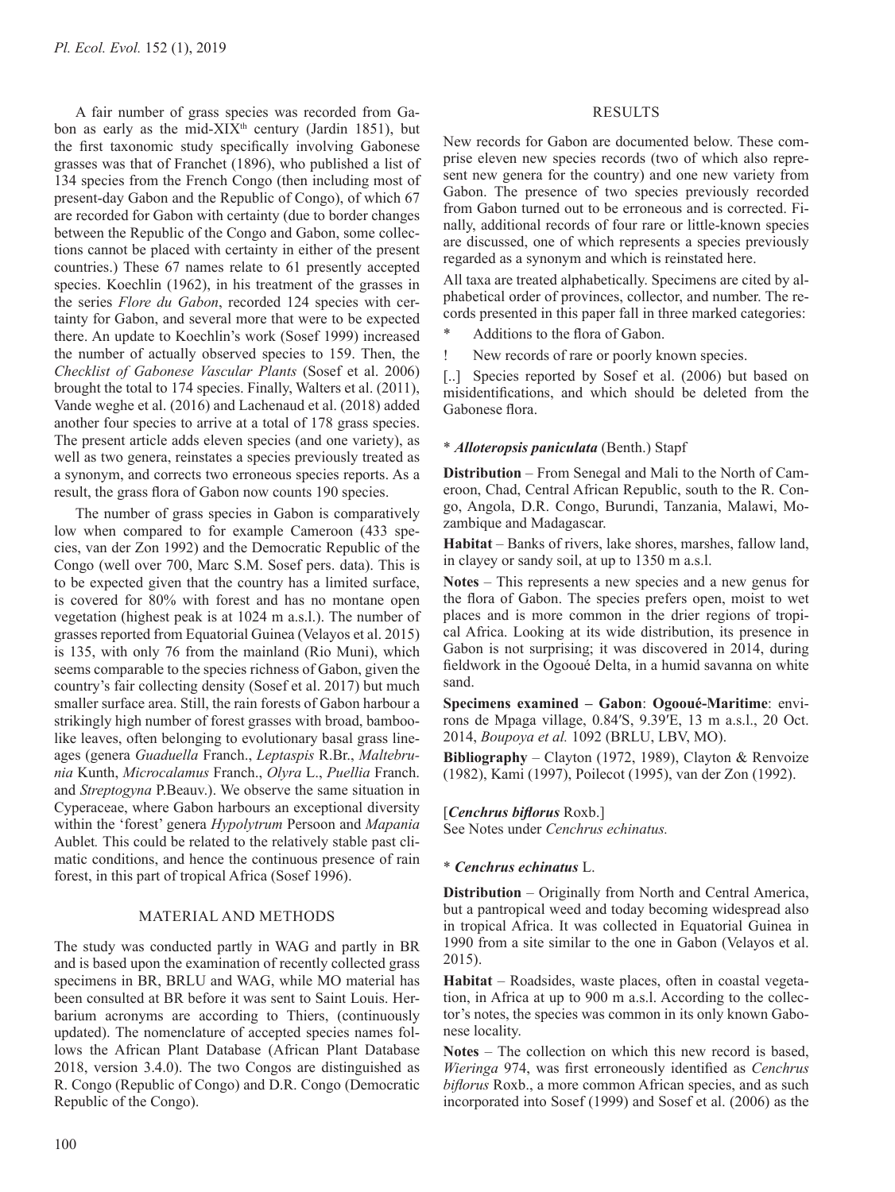A fair number of grass species was recorded from Gabon as early as the mid-XIX[th] century (Jardin 1851), but the first taxonomic study specifically involving Gabonese grasses was that of Franchet (1896), who published a list of 134 species from the French Congo (then including most of present-day Gabon and the Republic of Congo), of which 67 are recorded for Gabon with certainty (due to border changes between the Republic of the Congo and Gabon, some collections cannot be placed with certainty in either of the present countries.) These 67 names relate to 61 presently accepted species. Koechlin (1962), in his treatment of the grasses in the series *Flore du Gabon*, recorded 124 species with certainty for Gabon, and several more that were to be expected there. An update to Koechlin's work (Sosef 1999) increased the number of actually observed species to 159. Then, the *Checklist of Gabonese Vascular Plants* (Sosef et al. 2006) brought the total to 174 species. Finally, Walters et al. (2011), Vande weghe et al. (2016) and Lachenaud et al. (2018) added another four species to arrive at a total of 178 grass species. The present article adds eleven species (and one variety), as well as two genera, reinstates a species previously treated as a synonym, and corrects two erroneous species reports. As a result, the grass flora of Gabon now counts 190 species.

The number of grass species in Gabon is comparatively low when compared to for example Cameroon (433 species, van der Zon 1992) and the Democratic Republic of the Congo (well over 700, Marc S.M. Sosef pers. data). This is to be expected given that the country has a limited surface, is covered for 80% with forest and has no montane open vegetation (highest peak is at 1024 m a.s.l.). The number of grasses reported from Equatorial Guinea (Velayos et al. 2015) is 135, with only 76 from the mainland (Rio Muni), which seems comparable to the species richness of Gabon, given the country's fair collecting density (Sosef et al. 2017) but much smaller surface area. Still, the rain forests of Gabon harbour a strikingly high number of forest grasses with broad, bamboo-like leaves, often belonging to evolutionary basal grass lineages (genera *Guaduella* Franch., *Leptaspis* R.Br., *Maltebrunia* Kunth, *Microcalamus* Franch., *Olyra* L., *Puellia* Franch. and *Streptogyna* P.Beauv.). We observe the same situation in Cyperaceae, where Gabon harbours an exceptional diversity within the 'forest' genera *Hypolytrum* Persoon and *Mapania* Aublet*.* This could be related to the relatively stable past climatic conditions, and hence the continuous presence of rain forest, in this part of tropical Africa (Sosef 1996).

## MATERIAL AND METHODS

The study was conducted partly in WAG and partly in BR and is based upon the examination of recently collected grass specimens in BR, BRLU and WAG, while MO material has been consulted at BR before it was sent to Saint Louis. Herbarium acronyms are according to Thiers, (continuously updated). The nomenclature of accepted species names follows the African Plant Database (African Plant Database 2018, version 3.4.0). The two Congos are distinguished as R. Congo (Republic of Congo) and D.R. Congo (Democratic Republic of the Congo).

## RESULTS

New records for Gabon are documented below. These comprise eleven new species records (two of which also represent new genera for the country) and one new variety from Gabon. The presence of two species previously recorded from Gabon turned out to be erroneous and is corrected. Finally, additional records of four rare or little-known species are discussed, one of which represents a species previously regarded as a synonym and which is reinstated here.

All taxa are treated alphabetically. Specimens are cited by alphabetical order of provinces, collector, and number. The records presented in this paper fall in three marked categories:

- \* Additions to the flora of Gabon.
- ! New records of rare or poorly known species.

[..] Species reported by Sosef et al. (2006) but based on misidentifications, and which should be deleted from the Gabonese flora.

### * *Alloteropsis paniculata* (Benth.) Stapf

**Distribution** – From Senegal and Mali to the North of Cameroon, Chad, Central African Republic, south to the R. Congo, Angola, D.R. Congo, Burundi, Tanzania, Malawi, Mozambique and Madagascar.

**Habitat** – Banks of rivers, lake shores, marshes, fallow land, in clayey or sandy soil, at up to 1350 m a.s.l.

**Notes** – This represents a new species and a new genus for the flora of Gabon. The species prefers open, moist to wet places and is more common in the drier regions of tropical Africa. Looking at its wide distribution, its presence in Gabon is not surprising; it was discovered in 2014, during fieldwork in the Ogooué Delta, in a humid savanna on white sand.

**Specimens examined – Gabon**: **Ogooué-Maritime**: environs de Mpaga village, 0.84′S, 9.39′E, 13 m a.s.l., 20 Oct. 2014, *Boupoya et al.* 1092 (BRLU, LBV, MO).

**Bibliography** – Clayton (1972, 1989), Clayton & Renvoize (1982), Kami (1997), Poilecot (1995), van der Zon (1992).

### [*Cenchrus biflorus* Roxb.]

See Notes under *Cenchrus echinatus.*

### * *Cenchrus echinatus* L.

**Distribution** – Originally from North and Central America, but a pantropical weed and today becoming widespread also in tropical Africa. It was collected in Equatorial Guinea in 1990 from a site similar to the one in Gabon (Velayos et al. 2015).

**Habitat** – Roadsides, waste places, often in coastal vegetation, in Africa at up to 900 m a.s.l. According to the collector's notes, the species was common in its only known Gabonese locality.

**Notes** – The collection on which this new record is based, *Wieringa* 974, was first erroneously identified as *Cenchrus biflorus* Roxb., a more common African species, and as such incorporated into Sosef (1999) and Sosef et al. (2006) as the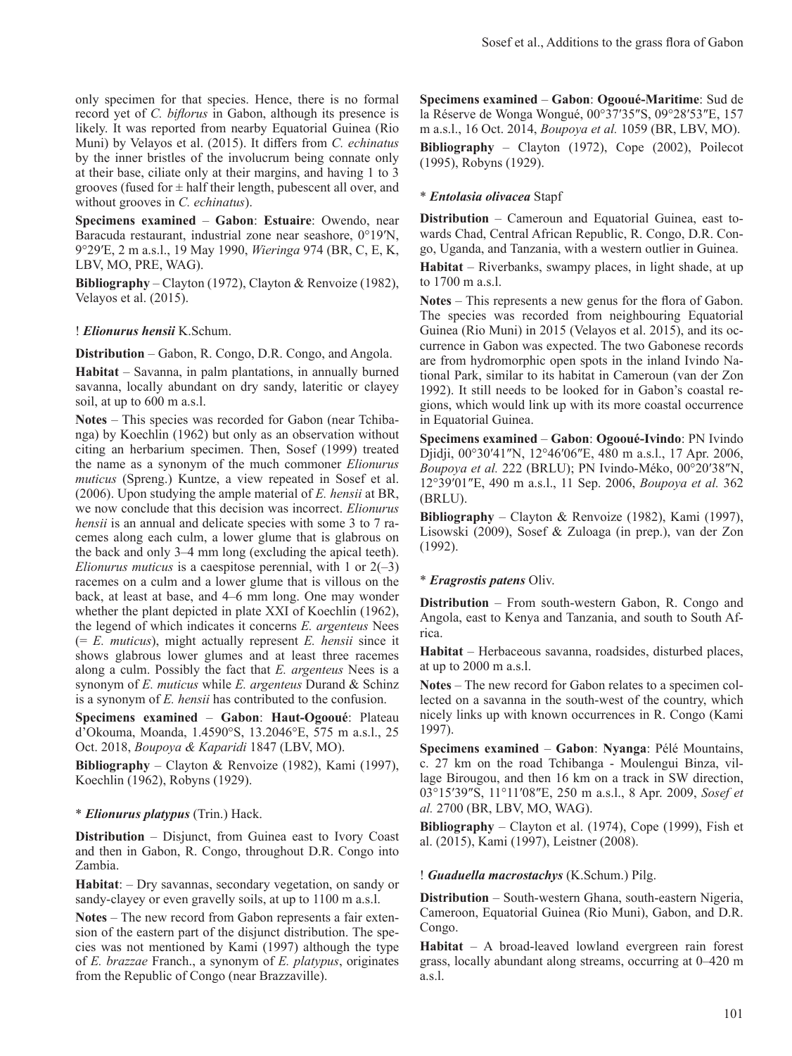only specimen for that species. Hence, there is no formal record yet of *C. biflorus* in Gabon, although its presence is likely. It was reported from nearby Equatorial Guinea (Rio Muni) by Velayos et al. (2015). It differs from *C. echinatus* by the inner bristles of the involucrum being connate only at their base, ciliate only at their margins, and having 1 to 3 grooves (fused for ± half their length, pubescent all over, and without grooves in *C. echinatus*).

**Specimens examined** – **Gabon**: **Estuaire**: Owendo, near Baracuda restaurant, industrial zone near seashore, 0°19′N, 9°29′E, 2 m a.s.l., 19 May 1990, *Wieringa* 974 (BR, C, E, K, LBV, MO, PRE, WAG).

**Bibliography** – Clayton (1972), Clayton & Renvoize (1982), Velayos et al. (2015).

### ! *Elionurus hensii* K.Schum.

**Distribution** – Gabon, R. Congo, D.R. Congo, and Angola.

**Habitat** – Savanna, in palm plantations, in annually burned savanna, locally abundant on dry sandy, lateritic or clayey soil, at up to 600 m a.s.l.

**Notes** – This species was recorded for Gabon (near Tchibanga) by Koechlin (1962) but only as an observation without citing an herbarium specimen. Then, Sosef (1999) treated the name as a synonym of the much commoner *Elionurus muticus* (Spreng.) Kuntze, a view repeated in Sosef et al. (2006). Upon studying the ample material of *E. hensii* at BR, we now conclude that this decision was incorrect. *Elionurus hensii* is an annual and delicate species with some 3 to 7 racemes along each culm, a lower glume that is glabrous on the back and only 3–4 mm long (excluding the apical teeth). *Elionurus muticus* is a caespitose perennial, with 1 or 2(–3) racemes on a culm and a lower glume that is villous on the back, at least at base, and 4–6 mm long. One may wonder whether the plant depicted in plate XXI of Koechlin (1962), the legend of which indicates it concerns *E. argenteus* Nees (= *E. muticus*), might actually represent *E. hensii* since it shows glabrous lower glumes and at least three racemes along a culm. Possibly the fact that *E. argenteus* Nees is a synonym of *E. muticus* while *E. argenteus* Durand & Schinz is a synonym of *E. hensii* has contributed to the confusion.

**Specimens examined** – **Gabon**: **Haut-Ogooué**: Plateau d'Okouma, Moanda, 1.4590°S, 13.2046°E, 575 m a.s.l., 25 Oct. 2018, *Boupoya & Kaparidi* 1847 (LBV, MO).

**Bibliography** – Clayton & Renvoize (1982), Kami (1997), Koechlin (1962), Robyns (1929).

### * *Elionurus platypus* (Trin.) Hack.

**Distribution** – Disjunct, from Guinea east to Ivory Coast and then in Gabon, R. Congo, throughout D.R. Congo into Zambia.

**Habitat**: – Dry savannas, secondary vegetation, on sandy or sandy-clayey or even gravelly soils, at up to 1100 m a.s.l.

**Notes** – The new record from Gabon represents a fair extension of the eastern part of the disjunct distribution. The species was not mentioned by Kami (1997) although the type of *E. brazzae* Franch., a synonym of *E. platypus*, originates from the Republic of Congo (near Brazzaville).

**Specimens examined** – **Gabon**: **Ogooué-Maritime**: Sud de la Réserve de Wonga Wongué, 00°37′35″S, 09°28′53″E, 157 m a.s.l., 16 Oct. 2014, *Boupoya et al.* 1059 (BR, LBV, MO).

**Bibliography** – Clayton (1972), Cope (2002), Poilecot (1995), Robyns (1929).

### * *Entolasia olivacea* Stapf

**Distribution** – Cameroun and Equatorial Guinea, east towards Chad, Central African Republic, R. Congo, D.R. Congo, Uganda, and Tanzania, with a western outlier in Guinea.

**Habitat** – Riverbanks, swampy places, in light shade, at up to 1700 m a.s.l.

**Notes** – This represents a new genus for the flora of Gabon. The species was recorded from neighbouring Equatorial Guinea (Rio Muni) in 2015 (Velayos et al. 2015), and its occurrence in Gabon was expected. The two Gabonese records are from hydromorphic open spots in the inland Ivindo National Park, similar to its habitat in Cameroun (van der Zon 1992). It still needs to be looked for in Gabon's coastal regions, which would link up with its more coastal occurrence in Equatorial Guinea.

**Specimens examined** – **Gabon**: **Ogooué-Ivindo**: PN Ivindo Djidji, 00°30′41″N, 12°46′06″E, 480 m a.s.l., 17 Apr. 2006, *Boupoya et al.* 222 (BRLU); PN Ivindo-Méko, 00°20′38″N, 12°39′01″E, 490 m a.s.l., 11 Sep. 2006, *Boupoya et al.* 362 (BRLU).

**Bibliography** – Clayton & Renvoize (1982), Kami (1997), Lisowski (2009), Sosef & Zuloaga (in prep.), van der Zon (1992).

### * *Eragrostis patens* Oliv.

**Distribution** – From south-western Gabon, R. Congo and Angola, east to Kenya and Tanzania, and south to South Africa.

**Habitat** – Herbaceous savanna, roadsides, disturbed places, at up to 2000 m a.s.l.

**Notes** – The new record for Gabon relates to a specimen collected on a savanna in the south-west of the country, which nicely links up with known occurrences in R. Congo (Kami 1997).

**Specimens examined** – **Gabon**: **Nyanga**: Pélé Mountains, c. 27 km on the road Tchibanga - Moulengui Binza, village Birougou, and then 16 km on a track in SW direction, 03°15′39″S, 11°11′08″E, 250 m a.s.l., 8 Apr. 2009, *Sosef et al.* 2700 (BR, LBV, MO, WAG).

**Bibliography** – Clayton et al. (1974), Cope (1999), Fish et al. (2015), Kami (1997), Leistner (2008).

### ! *Guaduella macrostachys* (K.Schum.) Pilg.

**Distribution** – South-western Ghana, south-eastern Nigeria, Cameroon, Equatorial Guinea (Rio Muni), Gabon, and D.R. Congo.

**Habitat** – A broad-leaved lowland evergreen rain forest grass, locally abundant along streams, occurring at 0–420 m a.s.l.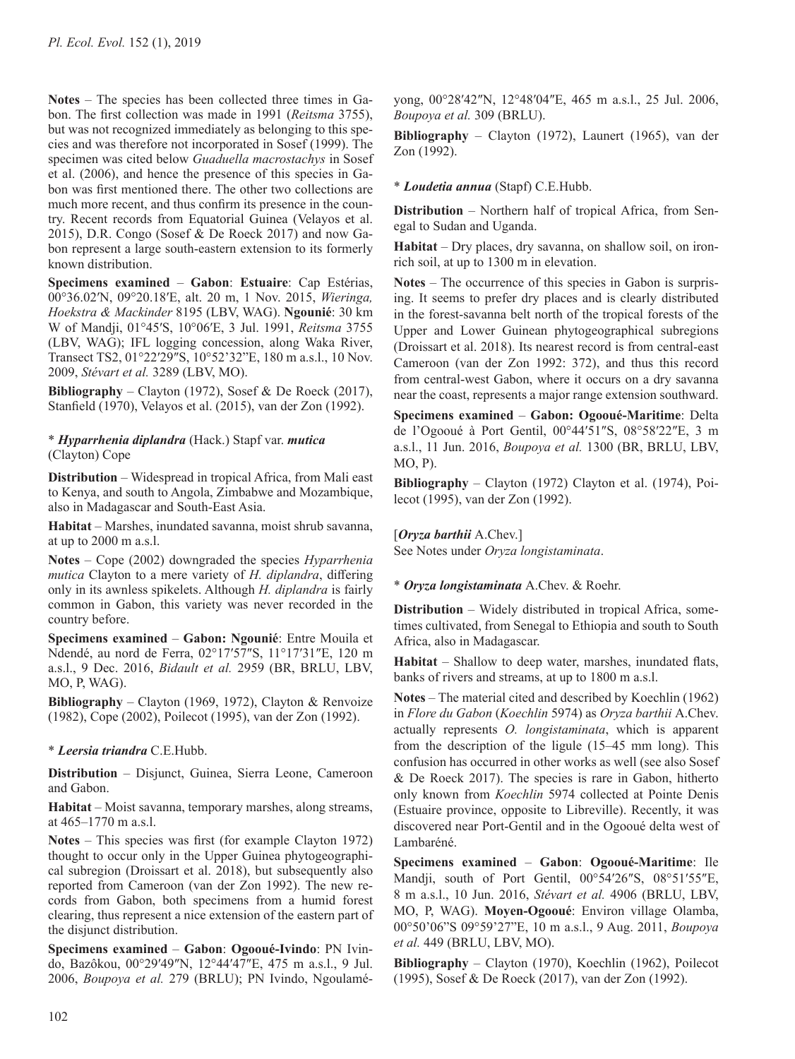**Notes** – The species has been collected three times in Gabon. The first collection was made in 1991 (*Reitsma* 3755), but was not recognized immediately as belonging to this species and was therefore not incorporated in Sosef (1999). The specimen was cited below *Guaduella macrostachys* in Sosef et al. (2006), and hence the presence of this species in Gabon was first mentioned there. The other two collections are much more recent, and thus confirm its presence in the country. Recent records from Equatorial Guinea (Velayos et al. 2015), D.R. Congo (Sosef & De Roeck 2017) and now Gabon represent a large south-eastern extension to its formerly known distribution.

**Specimens examined** – **Gabon**: **Estuaire**: Cap Estérias, 00°36.02′N, 09°20.18′E, alt. 20 m, 1 Nov. 2015, *Wieringa, Hoekstra & Mackinder* 8195 (LBV, WAG). **Ngounié**: 30 km W of Mandji, 01°45′S, 10°06′E, 3 Jul. 1991, *Reitsma* 3755 (LBV, WAG); IFL logging concession, along Waka River, Transect TS2, 01°22′29″S, 10°52′32″E, 180 m a.s.l., 10 Nov. 2009, *Stévart et al.* 3289 (LBV, MO).

**Bibliography** – Clayton (1972), Sosef & De Roeck (2017), Stanfield (1970), Velayos et al. (2015), van der Zon (1992).

\* ***Hyparrhenia diplandra*** (Hack.) Stapf var. ***mutica*** (Clayton) Cope

**Distribution** – Widespread in tropical Africa, from Mali east to Kenya, and south to Angola, Zimbabwe and Mozambique, also in Madagascar and South-East Asia.

**Habitat** – Marshes, inundated savanna, moist shrub savanna, at up to 2000 m a.s.l.

**Notes** – Cope (2002) downgraded the species *Hyparrhenia mutica* Clayton to a mere variety of *H. diplandra*, differing only in its awnless spikelets. Although *H. diplandra* is fairly common in Gabon, this variety was never recorded in the country before.

**Specimens examined** – **Gabon: Ngounié**: Entre Mouila et Ndendé, au nord de Ferra, 02°17′57″S, 11°17′31″E, 120 m a.s.l., 9 Dec. 2016, *Bidault et al.* 2959 (BR, BRLU, LBV, MO, P, WAG).

**Bibliography** – Clayton (1969, 1972), Clayton & Renvoize (1982), Cope (2002), Poilecot (1995), van der Zon (1992).

\* ***Leersia triandra*** C.E.Hubb.

**Distribution** – Disjunct, Guinea, Sierra Leone, Cameroon and Gabon.

**Habitat** – Moist savanna, temporary marshes, along streams, at 465–1770 m a.s.l.

**Notes** – This species was first (for example Clayton 1972) thought to occur only in the Upper Guinea phytogeographical subregion (Droissart et al. 2018), but subsequently also reported from Cameroon (van der Zon 1992). The new records from Gabon, both specimens from a humid forest clearing, thus represent a nice extension of the eastern part of the disjunct distribution.

**Specimens examined** – **Gabon**: **Ogooué-Ivindo**: PN Ivindo, Bazôkou, 00°29′49″N, 12°44′47″E, 475 m a.s.l., 9 Jul. 2006, *Boupoya et al.* 279 (BRLU); PN Ivindo, Ngoulamé-yong, 00°28′42″N, 12°48′04″E, 465 m a.s.l., 25 Jul. 2006, *Boupoya et al.* 309 (BRLU).

**Bibliography** – Clayton (1972), Launert (1965), van der Zon (1992).

\* ***Loudetia annua*** (Stapf) C.E.Hubb.

**Distribution** – Northern half of tropical Africa, from Senegal to Sudan and Uganda.

**Habitat** – Dry places, dry savanna, on shallow soil, on iron-rich soil, at up to 1300 m in elevation.

**Notes** – The occurrence of this species in Gabon is surprising. It seems to prefer dry places and is clearly distributed in the forest-savanna belt north of the tropical forests of the Upper and Lower Guinean phytogeographical subregions (Droissart et al. 2018). Its nearest record is from central-east Cameroon (van der Zon 1992: 372), and thus this record from central-west Gabon, where it occurs on a dry savanna near the coast, represents a major range extension southward.

**Specimens examined** – **Gabon: Ogooué-Maritime**: Delta de l'Ogooué à Port Gentil, 00°44′51″S, 08°58′22″E, 3 m a.s.l., 11 Jun. 2016, *Boupoya et al.* 1300 (BR, BRLU, LBV, MO, P).

**Bibliography** – Clayton (1972) Clayton et al. (1974), Poilecot (1995), van der Zon (1992).

[***Oryza barthii*** A.Chev.]
See Notes under *Oryza longistaminata*.

\* ***Oryza longistaminata*** A.Chev. & Roehr.

**Distribution** – Widely distributed in tropical Africa, sometimes cultivated, from Senegal to Ethiopia and south to South Africa, also in Madagascar.

**Habitat** – Shallow to deep water, marshes, inundated flats, banks of rivers and streams, at up to 1800 m a.s.l.

**Notes** – The material cited and described by Koechlin (1962) in *Flore du Gabon* (*Koechlin* 5974) as *Oryza barthii* A.Chev. actually represents *O. longistaminata*, which is apparent from the description of the ligule (15–45 mm long). This confusion has occurred in other works as well (see also Sosef & De Roeck 2017). The species is rare in Gabon, hitherto only known from *Koechlin* 5974 collected at Pointe Denis (Estuaire province, opposite to Libreville). Recently, it was discovered near Port-Gentil and in the Ogooué delta west of Lambaréné.

**Specimens examined** – **Gabon**: **Ogooué-Maritime**: Ile Mandji, south of Port Gentil, 00°54′26″S, 08°51′55″E, 8 m a.s.l., 10 Jun. 2016, *Stévart et al.* 4906 (BRLU, LBV, MO, P, WAG). **Moyen-Ogooué**: Environ village Olamba, 00°50′06″S 09°59′27″E, 10 m a.s.l., 9 Aug. 2011, *Boupoya et al.* 449 (BRLU, LBV, MO).

**Bibliography** – Clayton (1970), Koechlin (1962), Poilecot (1995), Sosef & De Roeck (2017), van der Zon (1992).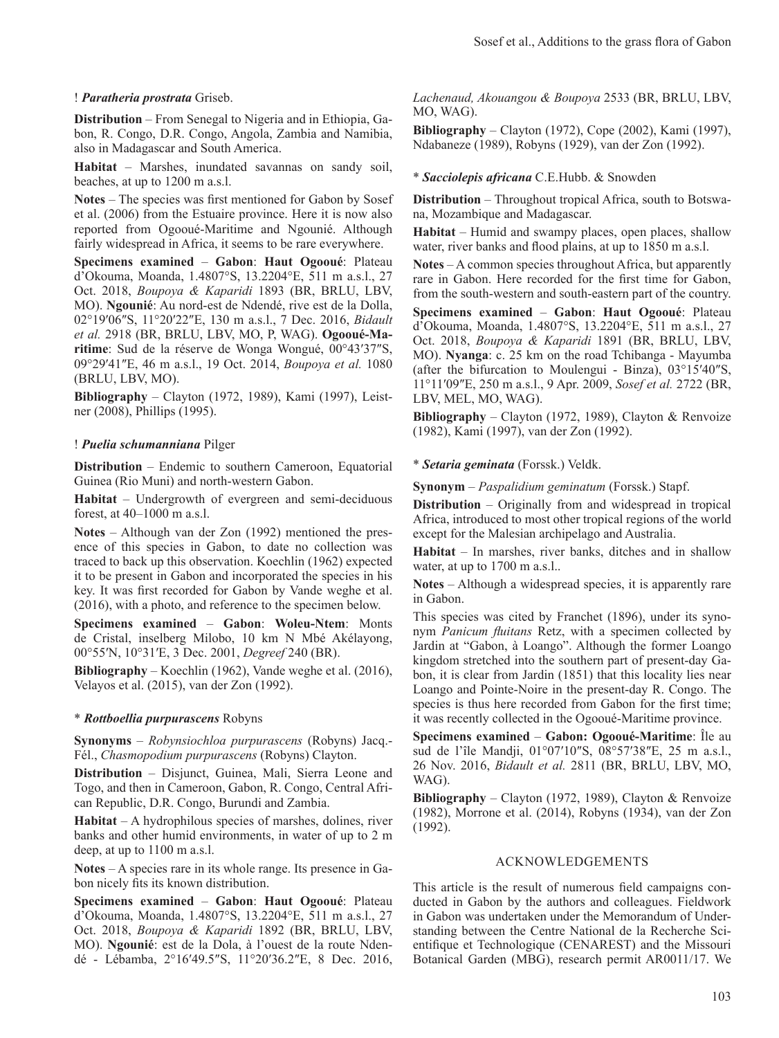! ***Paratheria prostrata*** Griseb.

**Distribution** – From Senegal to Nigeria and in Ethiopia, Gabon, R. Congo, D.R. Congo, Angola, Zambia and Namibia, also in Madagascar and South America.

**Habitat** – Marshes, inundated savannas on sandy soil, beaches, at up to 1200 m a.s.l.

**Notes** – The species was first mentioned for Gabon by Sosef et al. (2006) from the Estuaire province. Here it is now also reported from Ogooué-Maritime and Ngounié. Although fairly widespread in Africa, it seems to be rare everywhere.

**Specimens examined** – **Gabon**: **Haut Ogooué**: Plateau d'Okouma, Moanda, 1.4807°S, 13.2204°E, 511 m a.s.l., 27 Oct. 2018, *Boupoya & Kaparidi* 1893 (BR, BRLU, LBV, MO). **Ngounié**: Au nord-est de Ndendé, rive est de la Dolla, 02°19′06″S, 11°20′22″E, 130 m a.s.l., 7 Dec. 2016, *Bidault et al.* 2918 (BR, BRLU, LBV, MO, P, WAG). **Ogooué-Maritime**: Sud de la réserve de Wonga Wongué, 00°43′37″S, 09°29′41″E, 46 m a.s.l., 19 Oct. 2014, *Boupoya et al.* 1080 (BRLU, LBV, MO).

**Bibliography** – Clayton (1972, 1989), Kami (1997), Leistner (2008), Phillips (1995).

! ***Puelia schumanniana*** Pilger

**Distribution** – Endemic to southern Cameroon, Equatorial Guinea (Rio Muni) and north-western Gabon.

**Habitat** – Undergrowth of evergreen and semi-deciduous forest, at 40–1000 m a.s.l.

**Notes** – Although van der Zon (1992) mentioned the presence of this species in Gabon, to date no collection was traced to back up this observation. Koechlin (1962) expected it to be present in Gabon and incorporated the species in his key. It was first recorded for Gabon by Vande weghe et al. (2016), with a photo, and reference to the specimen below.

**Specimens examined** – **Gabon**: **Woleu-Ntem**: Monts de Cristal, inselberg Milobo, 10 km N Mbé Akélayong, 00°55′N, 10°31′E, 3 Dec. 2001, *Degreef* 240 (BR).

**Bibliography** – Koechlin (1962), Vande weghe et al. (2016), Velayos et al. (2015), van der Zon (1992).

* ***Rottboellia purpurascens*** Robyns

**Synonyms** – *Robynsiochloa purpurascens* (Robyns) Jacq.-Fél., *Chasmopodium purpurascens* (Robyns) Clayton.

**Distribution** – Disjunct, Guinea, Mali, Sierra Leone and Togo, and then in Cameroon, Gabon, R. Congo, Central African Republic, D.R. Congo, Burundi and Zambia.

**Habitat** – A hydrophilous species of marshes, dolines, river banks and other humid environments, in water of up to 2 m deep, at up to 1100 m a.s.l.

**Notes** – A species rare in its whole range. Its presence in Gabon nicely fits its known distribution.

**Specimens examined** – **Gabon**: **Haut Ogooué**: Plateau d'Okouma, Moanda, 1.4807°S, 13.2204°E, 511 m a.s.l., 27 Oct. 2018, *Boupoya & Kaparidi* 1892 (BR, BRLU, LBV, MO). **Ngounié**: est de la Dola, à l'ouest de la route Ndendé - Lébamba, 2°16′49.5″S, 11°20′36.2″E, 8 Dec. 2016, *Lachenaud, Akouangou & Boupoya* 2533 (BR, BRLU, LBV, MO, WAG).

**Bibliography** – Clayton (1972), Cope (2002), Kami (1997), Ndabaneze (1989), Robyns (1929), van der Zon (1992).

* ***Sacciolepis africana*** C.E.Hubb. & Snowden

**Distribution** – Throughout tropical Africa, south to Botswana, Mozambique and Madagascar.

**Habitat** – Humid and swampy places, open places, shallow water, river banks and flood plains, at up to 1850 m a.s.l.

**Notes** – A common species throughout Africa, but apparently rare in Gabon. Here recorded for the first time for Gabon, from the south-western and south-eastern part of the country.

**Specimens examined** – **Gabon**: **Haut Ogooué**: Plateau d'Okouma, Moanda, 1.4807°S, 13.2204°E, 511 m a.s.l., 27 Oct. 2018, *Boupoya & Kaparidi* 1891 (BR, BRLU, LBV, MO). **Nyanga**: c. 25 km on the road Tchibanga - Mayumba (after the bifurcation to Moulengui - Binza), 03°15′40″S, 11°11′09″E, 250 m a.s.l., 9 Apr. 2009, *Sosef et al.* 2722 (BR, LBV, MEL, MO, WAG).

**Bibliography** – Clayton (1972, 1989), Clayton & Renvoize (1982), Kami (1997), van der Zon (1992).

* ***Setaria geminata*** (Forssk.) Veldk.

**Synonym** – *Paspalidium geminatum* (Forssk.) Stapf.

**Distribution** – Originally from and widespread in tropical Africa, introduced to most other tropical regions of the world except for the Malesian archipelago and Australia.

**Habitat** – In marshes, river banks, ditches and in shallow water, at up to 1700 m a.s.l..

**Notes** – Although a widespread species, it is apparently rare in Gabon.

This species was cited by Franchet (1896), under its synonym *Panicum fluitans* Retz, with a specimen collected by Jardin at "Gabon, à Loango". Although the former Loango kingdom stretched into the southern part of present-day Gabon, it is clear from Jardin (1851) that this locality lies near Loango and Pointe-Noire in the present-day R. Congo. The species is thus here recorded from Gabon for the first time; it was recently collected in the Ogooué-Maritime province.

**Specimens examined** – **Gabon: Ogooué-Maritime**: Île au sud de l'île Mandji, 01°07′10″S, 08°57′38″E, 25 m a.s.l., 26 Nov. 2016, *Bidault et al.* 2811 (BR, BRLU, LBV, MO, WAG).

**Bibliography** – Clayton (1972, 1989), Clayton & Renvoize (1982), Morrone et al. (2014), Robyns (1934), van der Zon (1992).

## ACKNOWLEDGEMENTS

This article is the result of numerous field campaigns conducted in Gabon by the authors and colleagues. Fieldwork in Gabon was undertaken under the Memorandum of Understanding between the Centre National de la Recherche Scientifique et Technologique (CENAREST) and the Missouri Botanical Garden (MBG), research permit AR0011/17. We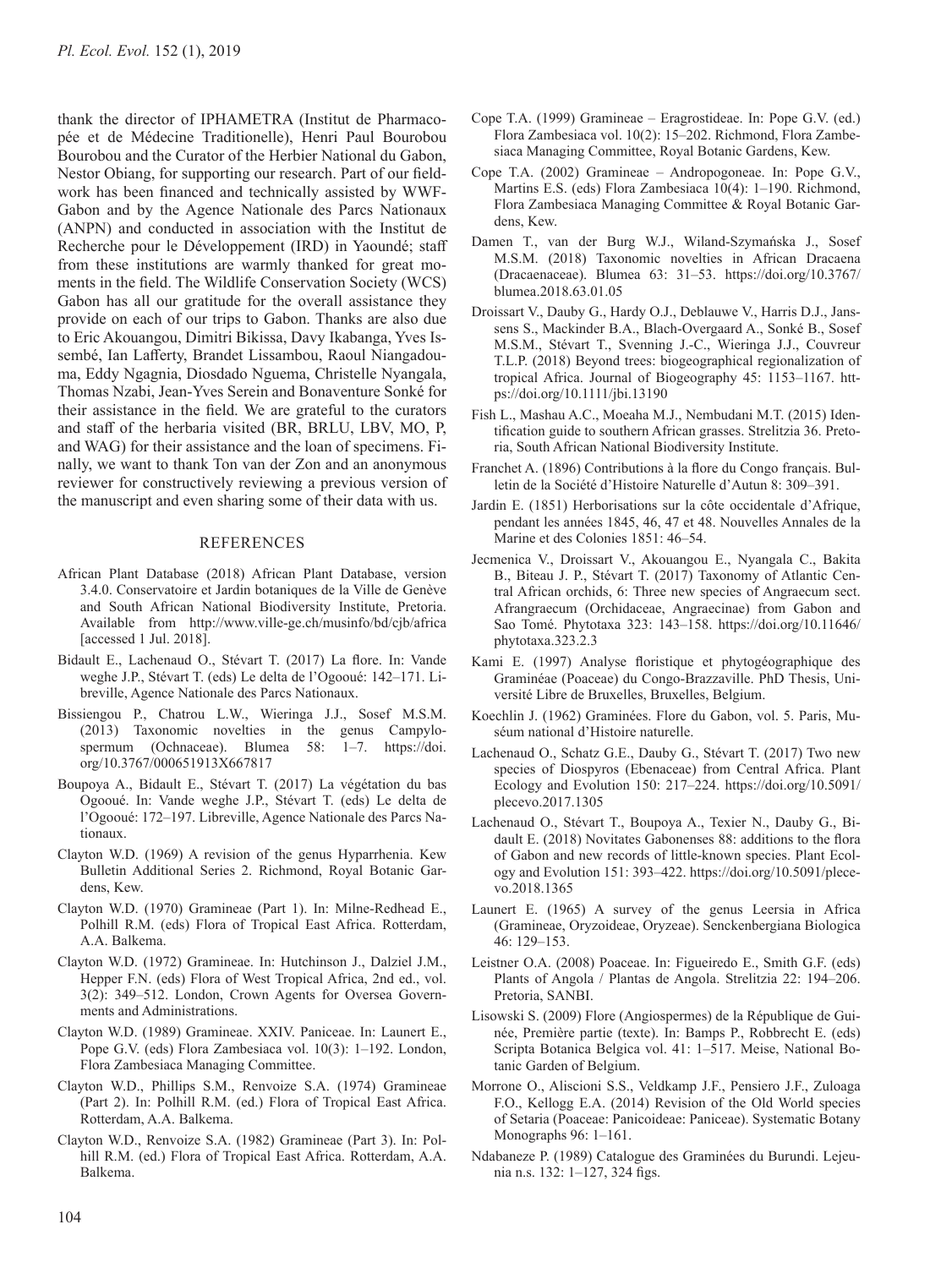thank the director of IPHAMETRA (Institut de Pharmacopée et de Médecine Traditionelle), Henri Paul Bourobou Bourobou and the Curator of the Herbier National du Gabon, Nestor Obiang, for supporting our research. Part of our fieldwork has been financed and technically assisted by WWF-Gabon and by the Agence Nationale des Parcs Nationaux (ANPN) and conducted in association with the Institut de Recherche pour le Développement (IRD) in Yaoundé; staff from these institutions are warmly thanked for great moments in the field. The Wildlife Conservation Society (WCS) Gabon has all our gratitude for the overall assistance they provide on each of our trips to Gabon. Thanks are also due to Eric Akouangou, Dimitri Bikissa, Davy Ikabanga, Yves Issembé, Ian Lafferty, Brandet Lissambou, Raoul Niangadouma, Eddy Ngagnia, Diosdado Nguema, Christelle Nyangala, Thomas Nzabi, Jean-Yves Serein and Bonaventure Sonké for their assistance in the field. We are grateful to the curators and staff of the herbaria visited (BR, BRLU, LBV, MO, P, and WAG) for their assistance and the loan of specimens. Finally, we want to thank Ton van der Zon and an anonymous reviewer for constructively reviewing a previous version of the manuscript and even sharing some of their data with us.

## REFERENCES

African Plant Database (2018) African Plant Database, version 3.4.0. Conservatoire et Jardin botaniques de la Ville de Genève and South African National Biodiversity Institute, Pretoria. Available from http://www.ville-ge.ch/musinfo/bd/cjb/africa [accessed 1 Jul. 2018].

Bidault E., Lachenaud O., Stévart T. (2017) La flore. In: Vande weghe J.P., Stévart T. (eds) Le delta de l'Ogooué: 142–171. Libreville, Agence Nationale des Parcs Nationaux.

Bissiengou P., Chatrou L.W., Wieringa J.J., Sosef M.S.M. (2013) Taxonomic novelties in the genus Campylospermum (Ochnaceae). Blumea 58: 1–7. https://doi.org/10.3767/000651913X667817

Boupoya A., Bidault E., Stévart T. (2017) La végétation du bas Ogooué. In: Vande weghe J.P., Stévart T. (eds) Le delta de l'Ogooué: 172–197. Libreville, Agence Nationale des Parcs Nationaux.

Clayton W.D. (1969) A revision of the genus Hyparrhenia. Kew Bulletin Additional Series 2. Richmond, Royal Botanic Gardens, Kew.

Clayton W.D. (1970) Gramineae (Part 1). In: Milne-Redhead E., Polhill R.M. (eds) Flora of Tropical East Africa. Rotterdam, A.A. Balkema.

Clayton W.D. (1972) Gramineae. In: Hutchinson J., Dalziel J.M., Hepper F.N. (eds) Flora of West Tropical Africa, 2nd ed., vol. 3(2): 349–512. London, Crown Agents for Oversea Governments and Administrations.

Clayton W.D. (1989) Gramineae. XXIV. Paniceae. In: Launert E., Pope G.V. (eds) Flora Zambesiaca vol. 10(3): 1–192. London, Flora Zambesiaca Managing Committee.

Clayton W.D., Phillips S.M., Renvoize S.A. (1974) Gramineae (Part 2). In: Polhill R.M. (ed.) Flora of Tropical East Africa. Rotterdam, A.A. Balkema.

Clayton W.D., Renvoize S.A. (1982) Gramineae (Part 3). In: Polhill R.M. (ed.) Flora of Tropical East Africa. Rotterdam, A.A. Balkema.

Cope T.A. (1999) Gramineae – Eragrostideae. In: Pope G.V. (ed.) Flora Zambesiaca vol. 10(2): 15–202. Richmond, Flora Zambesiaca Managing Committee, Royal Botanic Gardens, Kew.

Cope T.A. (2002) Gramineae – Andropogoneae. In: Pope G.V., Martins E.S. (eds) Flora Zambesiaca 10(4): 1–190. Richmond, Flora Zambesiaca Managing Committee & Royal Botanic Gardens, Kew.

Damen T., van der Burg W.J., Wiland-Szymańska J., Sosef M.S.M. (2018) Taxonomic novelties in African Dracaena (Dracaenaceae). Blumea 63: 31–53. https://doi.org/10.3767/blumea.2018.63.01.05

Droissart V., Dauby G., Hardy O.J., Deblauwe V., Harris D.J., Janssens S., Mackinder B.A., Blach-Overgaard A., Sonké B., Sosef M.S.M., Stévart T., Svenning J.-C., Wieringa J.J., Couvreur T.L.P. (2018) Beyond trees: biogeographical regionalization of tropical Africa. Journal of Biogeography 45: 1153–1167. https://doi.org/10.1111/jbi.13190

Fish L., Mashau A.C., Moeaha M.J., Nembudani M.T. (2015) Identification guide to southern African grasses. Strelitzia 36. Pretoria, South African National Biodiversity Institute.

Franchet A. (1896) Contributions à la flore du Congo français. Bulletin de la Société d'Histoire Naturelle d'Autun 8: 309–391.

Jardin E. (1851) Herborisations sur la côte occidentale d'Afrique, pendant les années 1845, 46, 47 et 48. Nouvelles Annales de la Marine et des Colonies 1851: 46–54.

Jecmenica V., Droissart V., Akouangou E., Nyangala C., Bakita B., Biteau J. P., Stévart T. (2017) Taxonomy of Atlantic Central African orchids, 6: Three new species of Angraecum sect. Afrangraecum (Orchidaceae, Angraecinae) from Gabon and Sao Tomé. Phytotaxa 323: 143–158. https://doi.org/10.11646/phytotaxa.323.2.3

Kami E. (1997) Analyse floristique et phytogéographique des Graminéae (Poaceae) du Congo-Brazzaville. PhD Thesis, Université Libre de Bruxelles, Bruxelles, Belgium.

Koechlin J. (1962) Graminées. Flore du Gabon, vol. 5. Paris, Muséum national d'Histoire naturelle.

Lachenaud O., Schatz G.E., Dauby G., Stévart T. (2017) Two new species of Diospyros (Ebenaceae) from Central Africa. Plant Ecology and Evolution 150: 217–224. https://doi.org/10.5091/plecevo.2017.1305

Lachenaud O., Stévart T., Boupoya A., Texier N., Dauby G., Bidault E. (2018) Novitates Gabonenses 88: additions to the flora of Gabon and new records of little-known species. Plant Ecology and Evolution 151: 393–422. https://doi.org/10.5091/plecevo.2018.1365

Launert E. (1965) A survey of the genus Leersia in Africa (Gramineae, Oryzoideae, Oryzeae). Senckenbergiana Biologica 46: 129–153.

Leistner O.A. (2008) Poaceae. In: Figueiredo E., Smith G.F. (eds) Plants of Angola / Plantas de Angola. Strelitzia 22: 194–206. Pretoria, SANBI.

Lisowski S. (2009) Flore (Angiospermes) de la République de Guinée, Première partie (texte). In: Bamps P., Robbrecht E. (eds) Scripta Botanica Belgica vol. 41: 1–517. Meise, National Botanic Garden of Belgium.

Morrone O., Aliscioni S.S., Veldkamp J.F., Pensiero J.F., Zuloaga F.O., Kellogg E.A. (2014) Revision of the Old World species of Setaria (Poaceae: Panicoideae: Paniceae). Systematic Botany Monographs 96: 1–161.

Ndabaneze P. (1989) Catalogue des Graminées du Burundi. Lejeunia n.s. 132: 1–127, 324 figs.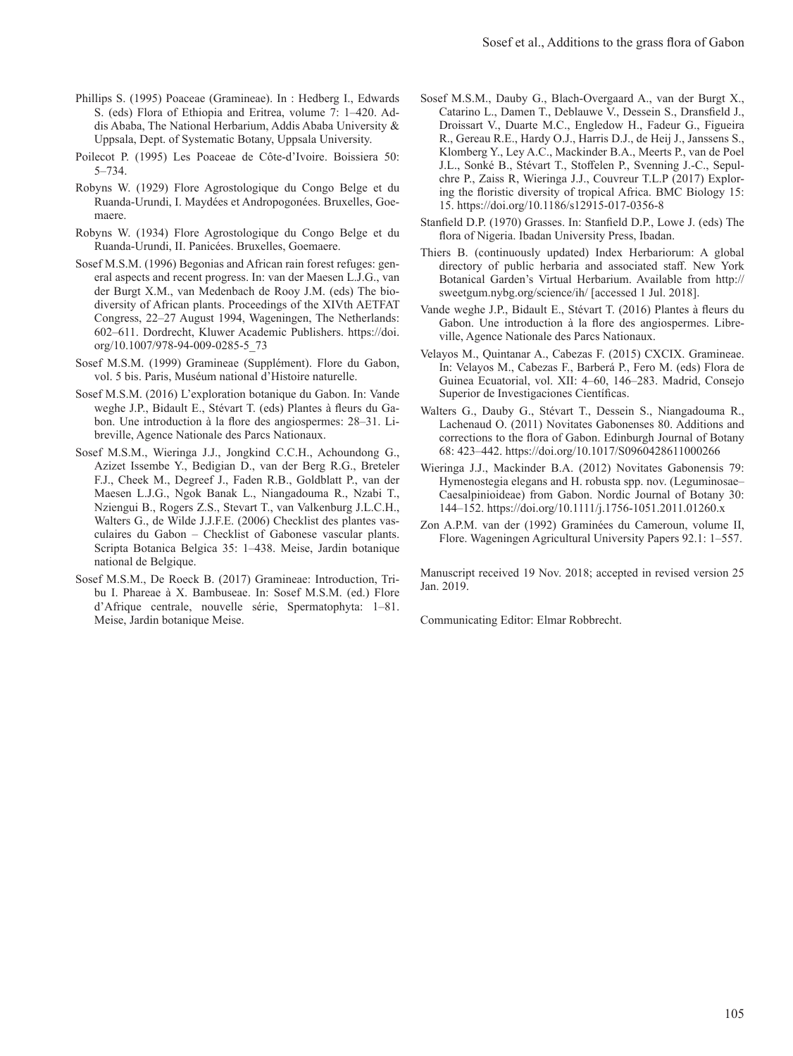Phillips S. (1995) Poaceae (Gramineae). In : Hedberg I., Edwards S. (eds) Flora of Ethiopia and Eritrea, volume 7: 1–420. Addis Ababa, The National Herbarium, Addis Ababa University & Uppsala, Dept. of Systematic Botany, Uppsala University.

Poilecot P. (1995) Les Poaceae de Côte-d'Ivoire. Boissiera 50: 5–734.

Robyns W. (1929) Flore Agrostologique du Congo Belge et du Ruanda-Urundi, I. Maydées et Andropogonées. Bruxelles, Goemaere.

Robyns W. (1934) Flore Agrostologique du Congo Belge et du Ruanda-Urundi, II. Panicées. Bruxelles, Goemaere.

Sosef M.S.M. (1996) Begonias and African rain forest refuges: general aspects and recent progress. In: van der Maesen L.J.G., van der Burgt X.M., van Medenbach de Rooy J.M. (eds) The biodiversity of African plants. Proceedings of the XIVth AETFAT Congress, 22–27 August 1994, Wageningen, The Netherlands: 602–611. Dordrecht, Kluwer Academic Publishers. https://doi.org/10.1007/978-94-009-0285-5_73

Sosef M.S.M. (1999) Gramineae (Supplément). Flore du Gabon, vol. 5 bis. Paris, Muséum national d'Histoire naturelle.

Sosef M.S.M. (2016) L'exploration botanique du Gabon. In: Vande weghe J.P., Bidault E., Stévart T. (eds) Plantes à fleurs du Gabon. Une introduction à la flore des angiospermes: 28–31. Libreville, Agence Nationale des Parcs Nationaux.

Sosef M.S.M., Wieringa J.J., Jongkind C.C.H., Achoundong G., Azizet Issembe Y., Bedigian D., van der Berg R.G., Breteler F.J., Cheek M., Degreef J., Faden R.B., Goldblatt P., van der Maesen L.J.G., Ngok Banak L., Niangadouma R., Nzabi T., Nziengui B., Rogers Z.S., Stevart T., van Valkenburg J.L.C.H., Walters G., de Wilde J.J.F.E. (2006) Checklist des plantes vasculaires du Gabon – Checklist of Gabonese vascular plants. Scripta Botanica Belgica 35: 1–438. Meise, Jardin botanique national de Belgique.

Sosef M.S.M., De Roeck B. (2017) Gramineae: Introduction, Tribu I. Phareae à X. Bambuseae. In: Sosef M.S.M. (ed.) Flore d'Afrique centrale, nouvelle série, Spermatophyta: 1–81. Meise, Jardin botanique Meise.

Sosef M.S.M., Dauby G., Blach-Overgaard A., van der Burgt X., Catarino L., Damen T., Deblauwe V., Dessein S., Dransfield J., Droissart V., Duarte M.C., Engledow H., Fadeur G., Figueira R., Gereau R.E., Hardy O.J., Harris D.J., de Heij J., Janssens S., Klomberg Y., Ley A.C., Mackinder B.A., Meerts P., van de Poel J.L., Sonké B., Stévart T., Stoffelen P., Svenning J.-C., Sepulchre P., Zaiss R, Wieringa J.J., Couvreur T.L.P (2017) Exploring the floristic diversity of tropical Africa. BMC Biology 15: 15. https://doi.org/10.1186/s12915-017-0356-8

Stanfield D.P. (1970) Grasses. In: Stanfield D.P., Lowe J. (eds) The flora of Nigeria. Ibadan University Press, Ibadan.

Thiers B. (continuously updated) Index Herbariorum: A global directory of public herbaria and associated staff. New York Botanical Garden's Virtual Herbarium. Available from http://sweetgum.nybg.org/science/ih/ [accessed 1 Jul. 2018].

Vande weghe J.P., Bidault E., Stévart T. (2016) Plantes à fleurs du Gabon. Une introduction à la flore des angiospermes. Libreville, Agence Nationale des Parcs Nationaux.

Velayos M., Quintanar A., Cabezas F. (2015) CXCIX. Gramineae. In: Velayos M., Cabezas F., Barberá P., Fero M. (eds) Flora de Guinea Ecuatorial, vol. XII: 4–60, 146–283. Madrid, Consejo Superior de Investigaciones Científicas.

Walters G., Dauby G., Stévart T., Dessein S., Niangadouma R., Lachenaud O. (2011) Novitates Gabonenses 80. Additions and corrections to the flora of Gabon. Edinburgh Journal of Botany 68: 423–442. https://doi.org/10.1017/S0960428611000266

Wieringa J.J., Mackinder B.A. (2012) Novitates Gabonensis 79: Hymenostegia elegans and H. robusta spp. nov. (Leguminosae–Caesalpinioideae) from Gabon. Nordic Journal of Botany 30: 144–152. https://doi.org/10.1111/j.1756-1051.2011.01260.x

Zon A.P.M. van der (1992) Graminées du Cameroun, volume II, Flore. Wageningen Agricultural University Papers 92.1: 1–557.

Manuscript received 19 Nov. 2018; accepted in revised version 25 Jan. 2019.

Communicating Editor: Elmar Robbrecht.